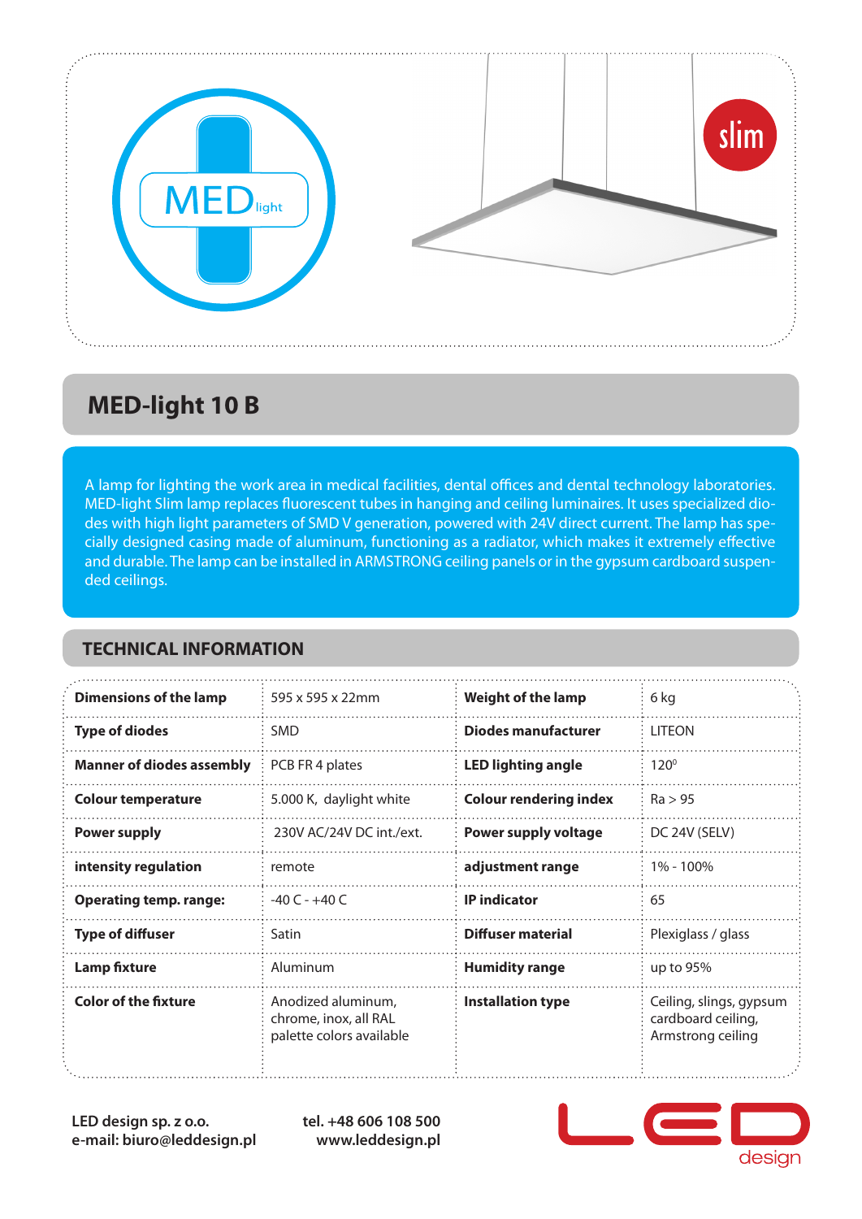# MED-light 10 B

A lamp for lighting the work area in medical facilities, dental offices and dental technology laboratories. MED-light Slim lamp replaces fluorescent tubes in hanging and ceiling luminaires. It uses specialized diodes with high light parameters of SMD V generation, powered with 24V direct current. The lamp has specially designed casing made of aluminum, functioning as a radiator, which makes it extremely effective and durable. The lamp can be installed in ARMSTRONG ceiling panels or in the gypsum cardboard suspended ceilings.

## TECHNICAL INFORMATION

| | | | |
|---|---|---|---|
| **Dimensions of the lamp** | 595 x 595 x 22mm | **Weight of the lamp** | 6 kg |
| **Type of diodes** | SMD | **Diodes manufacturer** | LITEON |
| **Manner of diodes assembly** | PCB FR 4 plates | **LED lighting angle** | 120$^0$ |
| **Colour temperature** | 5.000 K, daylight white | **Colour rendering index** | Ra > 95 |
| **Power supply** | 230V AC/24V DC int./ext. | **Power supply voltage** | DC 24V (SELV) |
| **intensity regulation** | remote | **adjustment range** | 1% - 100% |
| **Operating temp. range:** | -40 C - +40 C | **IP indicator** | 65 |
| **Type of diffuser** | Satin | **Diffuser material** | Plexiglass / glass |
| **Lamp fixture** | Aluminum | **Humidity range** | up to 95% |
| **Color of the fixture** | Anodized aluminum, chrome, inox, all RAL palette colors available | **Installation type** | Ceiling, slings, gypsum cardboard ceiling, Armstrong ceiling |

**LED design sp. z o.o.**
**e-mail: biuro@leddesign.pl**

**tel. +48 606 108 500**
**www.leddesign.pl**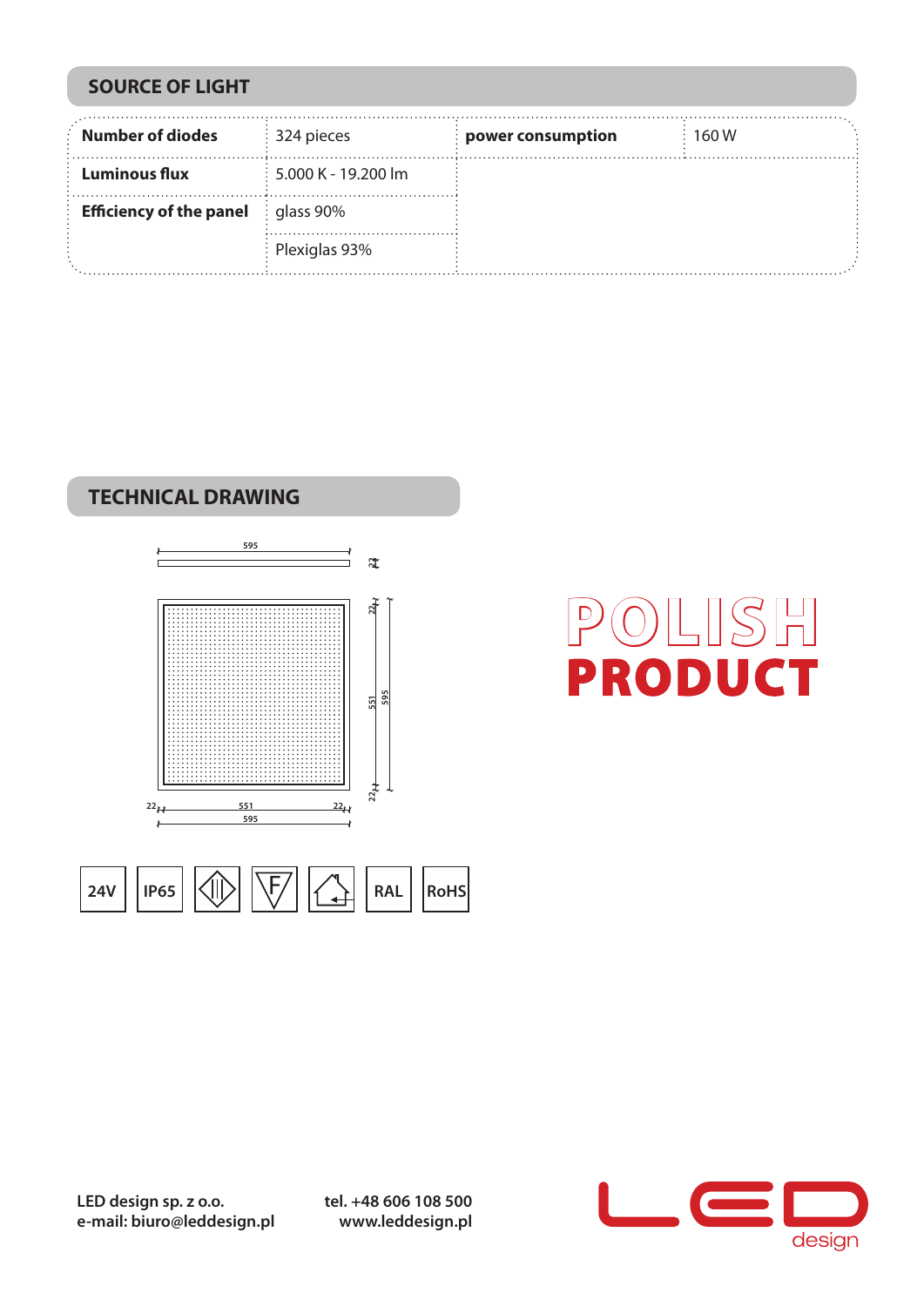## SOURCE OF LIGHT

| | | | |
|---|---|---|---|
| **Number of diodes** | 324 pieces | **power consumption** | 160 W |
| **Luminous flux** | 5.000 K - 19.200 lm | | |
| **Efficiency of the panel** | glass 90% | | |
| | Plexiglas 93% | | |

## TECHNICAL DRAWING

595
22
22
551
595
22
22
551
22
595

24V IP65 RAL RoHS

POLISH
PRODUCT

LED design sp. z o.o.
e-mail: biuro@leddesign.pl

tel. +48 606 108 500
www.leddesign.pl

LED design